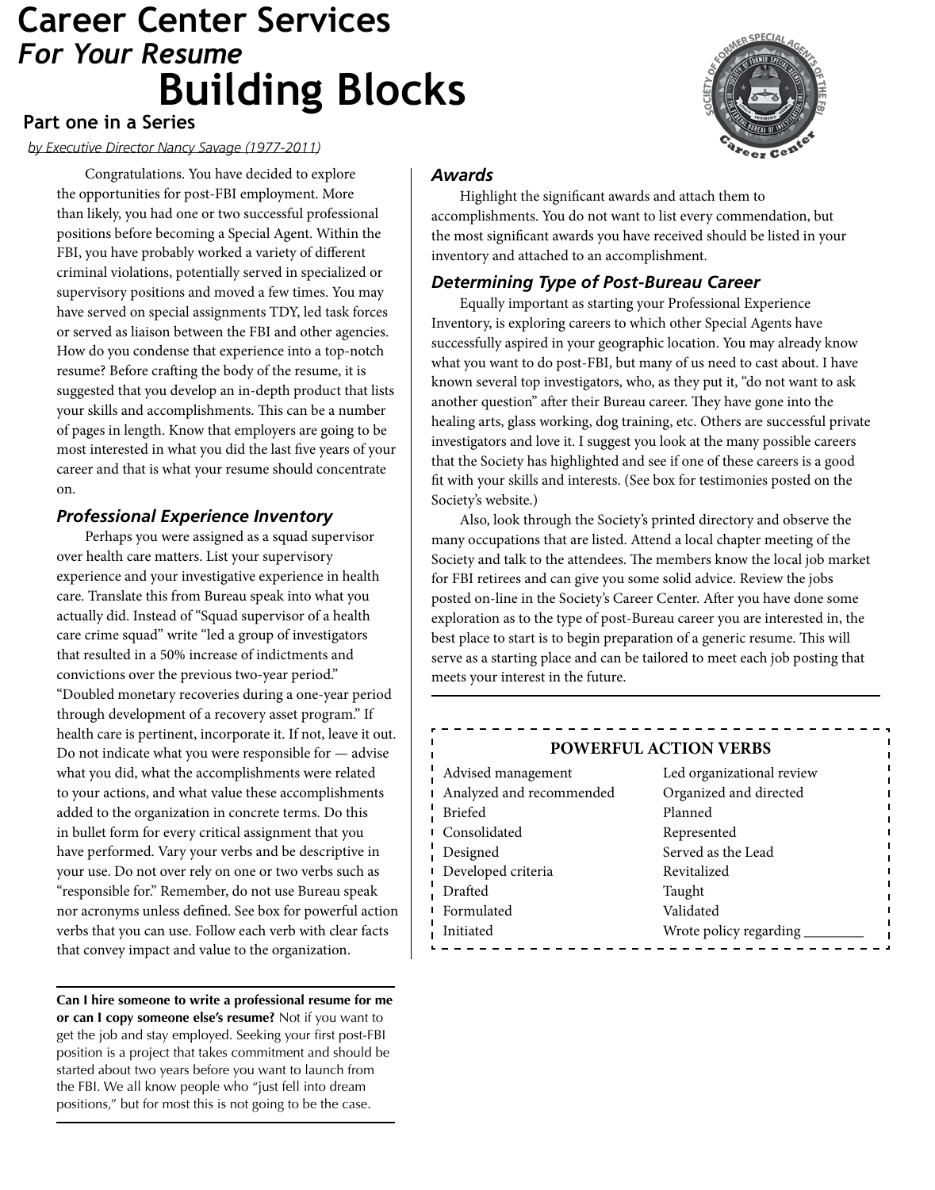# Career Center Services
## *For Your Resume*
# Building Blocks

### Part one in a Series

*by Executive Director Nancy Savage (1977-2011)*

Congratulations. You have decided to explore the opportunities for post-FBI employment. More than likely, you had one or two successful professional positions before becoming a Special Agent. Within the FBI, you have probably worked a variety of different criminal violations, potentially served in specialized or supervisory positions and moved a few times. You may have served on special assignments TDY, led task forces or served as liaison between the FBI and other agencies. How do you condense that experience into a top-notch resume? Before crafting the body of the resume, it is suggested that you develop an in-depth product that lists your skills and accomplishments. This can be a number of pages in length. Know that employers are going to be most interested in what you did the last five years of your career and that is what your resume should concentrate on.

### *Professional Experience Inventory*

Perhaps you were assigned as a squad supervisor over health care matters. List your supervisory experience and your investigative experience in health care. Translate this from Bureau speak into what you actually did. Instead of "Squad supervisor of a health care crime squad" write "led a group of investigators that resulted in a 50% increase of indictments and convictions over the previous two-year period." "Doubled monetary recoveries during a one-year period through development of a recovery asset program." If health care is pertinent, incorporate it. If not, leave it out. Do not indicate what you were responsible for — advise what you did, what the accomplishments were related to your actions, and what value these accomplishments added to the organization in concrete terms. Do this in bullet form for every critical assignment that you have performed. Vary your verbs and be descriptive in your use. Do not over rely on one or two verbs such as "responsible for." Remember, do not use Bureau speak nor acronyms unless defined. See box for powerful action verbs that you can use. Follow each verb with clear facts that convey impact and value to the organization.

**Can I hire someone to write a professional resume for me or can I copy someone else's resume?** Not if you want to get the job and stay employed. Seeking your first post-FBI position is a project that takes commitment and should be started about two years before you want to launch from the FBI. We all know people who "just fell into dream positions," but for most this is not going to be the case.

### *Awards*

Highlight the significant awards and attach them to accomplishments. You do not want to list every commendation, but the most significant awards you have received should be listed in your inventory and attached to an accomplishment.

### *Determining Type of Post-Bureau Career*

Equally important as starting your Professional Experience Inventory, is exploring careers to which other Special Agents have successfully aspired in your geographic location. You may already know what you want to do post-FBI, but many of us need to cast about. I have known several top investigators, who, as they put it, "do not want to ask another question" after their Bureau career. They have gone into the healing arts, glass working, dog training, etc. Others are successful private investigators and love it. I suggest you look at the many possible careers that the Society has highlighted and see if one of these careers is a good fit with your skills and interests. (See box for testimonies posted on the Society's website.)

Also, look through the Society's printed directory and observe the many occupations that are listed. Attend a local chapter meeting of the Society and talk to the attendees. The members know the local job market for FBI retirees and can give you some solid advice. Review the jobs posted on-line in the Society's Career Center. After you have done some exploration as to the type of post-Bureau career you are interested in, the best place to start is to begin preparation of a generic resume. This will serve as a starting place and can be tailored to meet each job posting that meets your interest in the future.

**POWERFUL ACTION VERBS**

- Advised management
- Analyzed and recommended
- Briefed
- Consolidated
- Designed
- Developed criteria
- Drafted
- Formulated
- Initiated
- Led organizational review
- Organized and directed
- Planned
- Represented
- Served as the Lead
- Revitalized
- Taught
- Validated
- Wrote policy regarding ________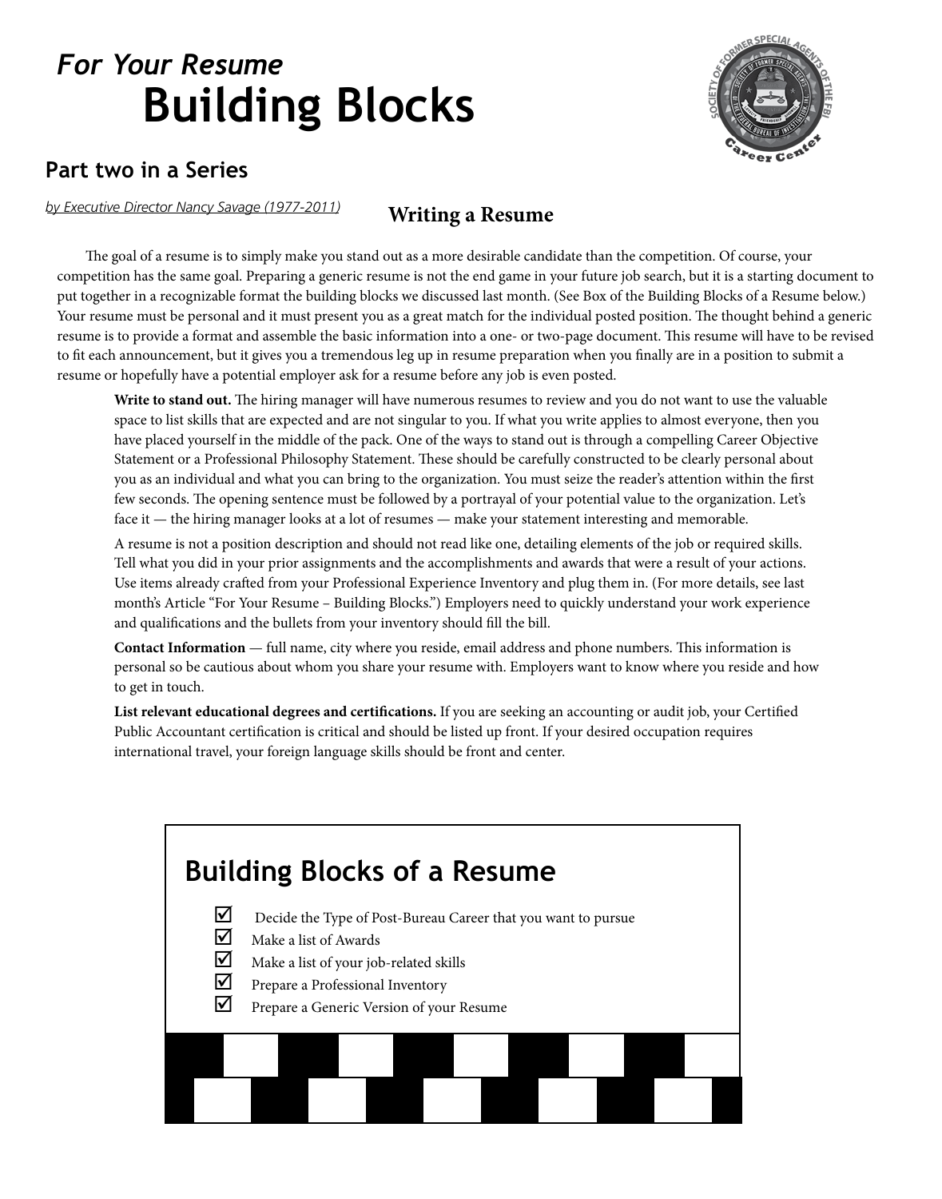*For Your Resume*

# Building Blocks

## Part two in a Series

*by Executive Director Nancy Savage (1977-2011)*

### Writing a Resume

The goal of a resume is to simply make you stand out as a more desirable candidate than the competition. Of course, your competition has the same goal. Preparing a generic resume is not the end game in your future job search, but it is a starting document to put together in a recognizable format the building blocks we discussed last month. (See Box of the Building Blocks of a Resume below.) Your resume must be personal and it must present you as a great match for the individual posted position. The thought behind a generic resume is to provide a format and assemble the basic information into a one- or two-page document. This resume will have to be revised to fit each announcement, but it gives you a tremendous leg up in resume preparation when you finally are in a position to submit a resume or hopefully have a potential employer ask for a resume before any job is even posted.

**Write to stand out.** The hiring manager will have numerous resumes to review and you do not want to use the valuable space to list skills that are expected and are not singular to you. If what you write applies to almost everyone, then you have placed yourself in the middle of the pack. One of the ways to stand out is through a compelling Career Objective Statement or a Professional Philosophy Statement. These should be carefully constructed to be clearly personal about you as an individual and what you can bring to the organization. You must seize the reader's attention within the first few seconds. The opening sentence must be followed by a portrayal of your potential value to the organization. Let's face it — the hiring manager looks at a lot of resumes — make your statement interesting and memorable.

A resume is not a position description and should not read like one, detailing elements of the job or required skills. Tell what you did in your prior assignments and the accomplishments and awards that were a result of your actions. Use items already crafted from your Professional Experience Inventory and plug them in. (For more details, see last month's Article "For Your Resume – Building Blocks.") Employers need to quickly understand your work experience and qualifications and the bullets from your inventory should fill the bill.

**Contact Information** — full name, city where you reside, email address and phone numbers. This information is personal so be cautious about whom you share your resume with. Employers want to know where you reside and how to get in touch.

**List relevant educational degrees and certifications.** If you are seeking an accounting or audit job, your Certified Public Accountant certification is critical and should be listed up front. If your desired occupation requires international travel, your foreign language skills should be front and center.

## Building Blocks of a Resume

- ☑ Decide the Type of Post-Bureau Career that you want to pursue
- ☑ Make a list of Awards
- ☑ Make a list of your job-related skills
- ☑ Prepare a Professional Inventory
- ☑ Prepare a Generic Version of your Resume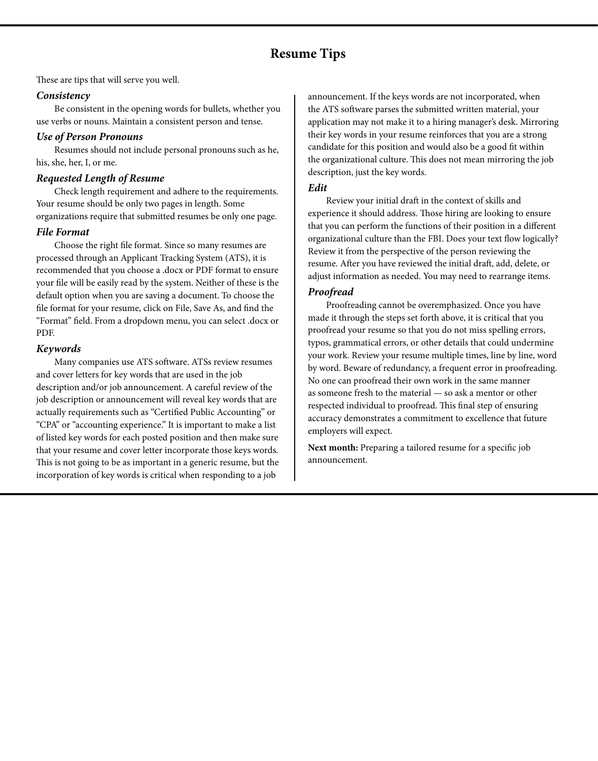## Resume Tips

These are tips that will serve you well.

### *Consistency*

Be consistent in the opening words for bullets, whether you use verbs or nouns. Maintain a consistent person and tense.

### *Use of Person Pronouns*

Resumes should not include personal pronouns such as he, his, she, her, I, or me.

### *Requested Length of Resume*

Check length requirement and adhere to the requirements. Your resume should be only two pages in length. Some organizations require that submitted resumes be only one page.

### *File Format*

Choose the right file format. Since so many resumes are processed through an Applicant Tracking System (ATS), it is recommended that you choose a .docx or PDF format to ensure your file will be easily read by the system. Neither of these is the default option when you are saving a document. To choose the file format for your resume, click on File, Save As, and find the "Format" field. From a dropdown menu, you can select .docx or PDF.

### *Keywords*

Many companies use ATS software. ATSs review resumes and cover letters for key words that are used in the job description and/or job announcement. A careful review of the job description or announcement will reveal key words that are actually requirements such as "Certified Public Accounting" or "CPA" or "accounting experience." It is important to make a list of listed key words for each posted position and then make sure that your resume and cover letter incorporate those keys words. This is not going to be as important in a generic resume, but the incorporation of key words is critical when responding to a job announcement. If the keys words are not incorporated, when the ATS software parses the submitted written material, your application may not make it to a hiring manager's desk. Mirroring their key words in your resume reinforces that you are a strong candidate for this position and would also be a good fit within the organizational culture. This does not mean mirroring the job description, just the key words.

### *Edit*

Review your initial draft in the context of skills and experience it should address. Those hiring are looking to ensure that you can perform the functions of their position in a different organizational culture than the FBI. Does your text flow logically? Review it from the perspective of the person reviewing the resume. After you have reviewed the initial draft, add, delete, or adjust information as needed. You may need to rearrange items.

### *Proofread*

Proofreading cannot be overemphasized. Once you have made it through the steps set forth above, it is critical that you proofread your resume so that you do not miss spelling errors, typos, grammatical errors, or other details that could undermine your work. Review your resume multiple times, line by line, word by word. Beware of redundancy, a frequent error in proofreading. No one can proofread their own work in the same manner as someone fresh to the material — so ask a mentor or other respected individual to proofread. This final step of ensuring accuracy demonstrates a commitment to excellence that future employers will expect.

**Next month:** Preparing a tailored resume for a specific job announcement.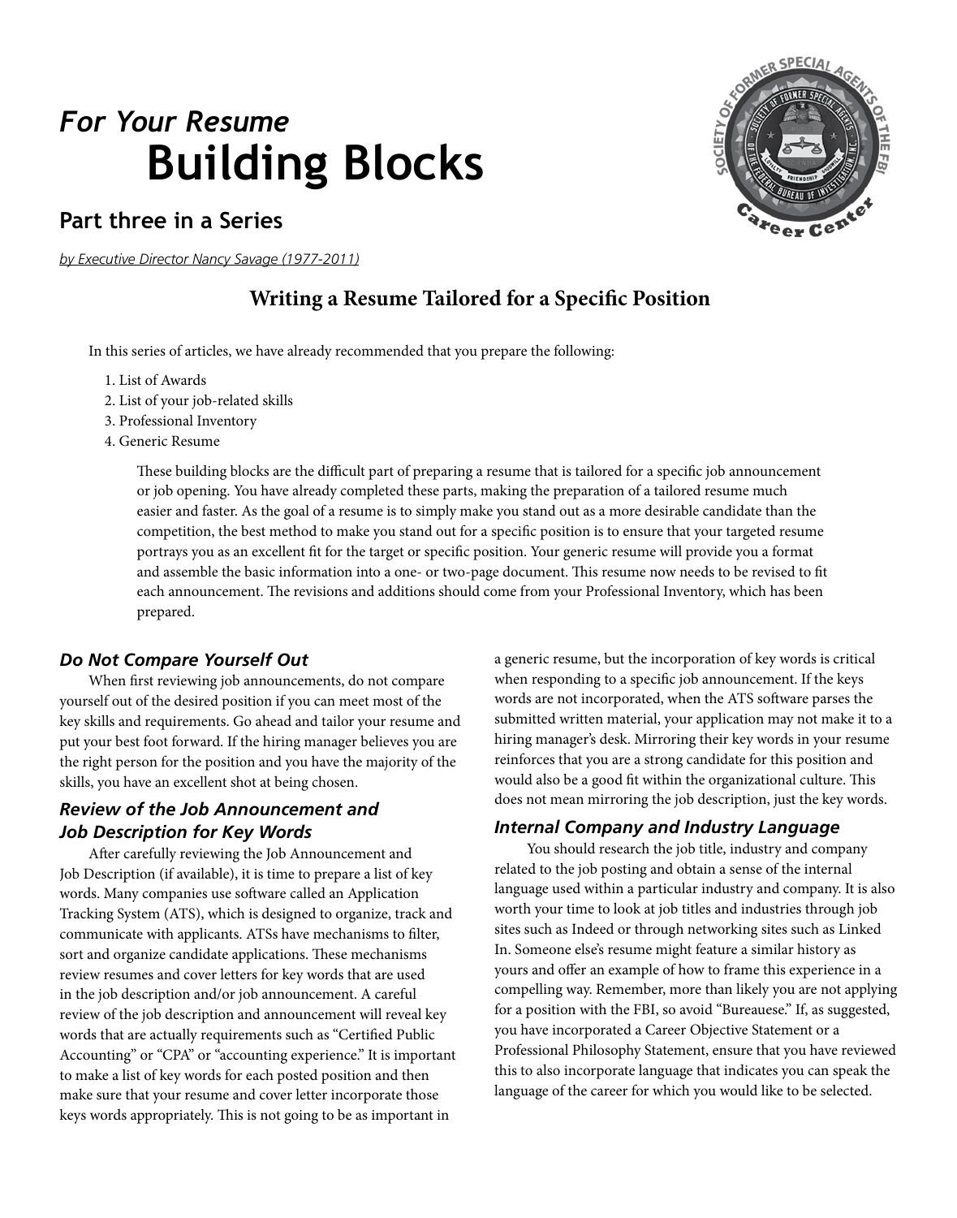# *For Your Resume* Building Blocks

## Part three in a Series

*by Executive Director Nancy Savage (1977-2011)*

### Writing a Resume Tailored for a Specific Position

In this series of articles, we have already recommended that you prepare the following:

1. List of Awards
2. List of your job-related skills
3. Professional Inventory
4. Generic Resume

These building blocks are the difficult part of preparing a resume that is tailored for a specific job announcement or job opening. You have already completed these parts, making the preparation of a tailored resume much easier and faster. As the goal of a resume is to simply make you stand out as a more desirable candidate than the competition, the best method to make you stand out for a specific position is to ensure that your targeted resume portrays you as an excellent fit for the target or specific position. Your generic resume will provide you a format and assemble the basic information into a one- or two-page document. This resume now needs to be revised to fit each announcement. The revisions and additions should come from your Professional Inventory, which has been prepared.

#### *Do Not Compare Yourself Out*

When first reviewing job announcements, do not compare yourself out of the desired position if you can meet most of the key skills and requirements. Go ahead and tailor your resume and put your best foot forward. If the hiring manager believes you are the right person for the position and you have the majority of the skills, you have an excellent shot at being chosen.

#### *Review of the Job Announcement and Job Description for Key Words*

After carefully reviewing the Job Announcement and Job Description (if available), it is time to prepare a list of key words. Many companies use software called an Application Tracking System (ATS), which is designed to organize, track and communicate with applicants. ATSs have mechanisms to filter, sort and organize candidate applications. These mechanisms review resumes and cover letters for key words that are used in the job description and/or job announcement. A careful review of the job description and announcement will reveal key words that are actually requirements such as "Certified Public Accounting" or "CPA" or "accounting experience." It is important to make a list of key words for each posted position and then make sure that your resume and cover letter incorporate those keys words appropriately. This is not going to be as important in a generic resume, but the incorporation of key words is critical when responding to a specific job announcement. If the keys words are not incorporated, when the ATS software parses the submitted written material, your application may not make it to a hiring manager's desk. Mirroring their key words in your resume reinforces that you are a strong candidate for this position and would also be a good fit within the organizational culture. This does not mean mirroring the job description, just the key words.

#### *Internal Company and Industry Language*

You should research the job title, industry and company related to the job posting and obtain a sense of the internal language used within a particular industry and company. It is also worth your time to look at job titles and industries through job sites such as Indeed or through networking sites such as Linked In. Someone else's resume might feature a similar history as yours and offer an example of how to frame this experience in a compelling way. Remember, more than likely you are not applying for a position with the FBI, so avoid "Bureauese." If, as suggested, you have incorporated a Career Objective Statement or a Professional Philosophy Statement, ensure that you have reviewed this to also incorporate language that indicates you can speak the language of the career for which you would like to be selected.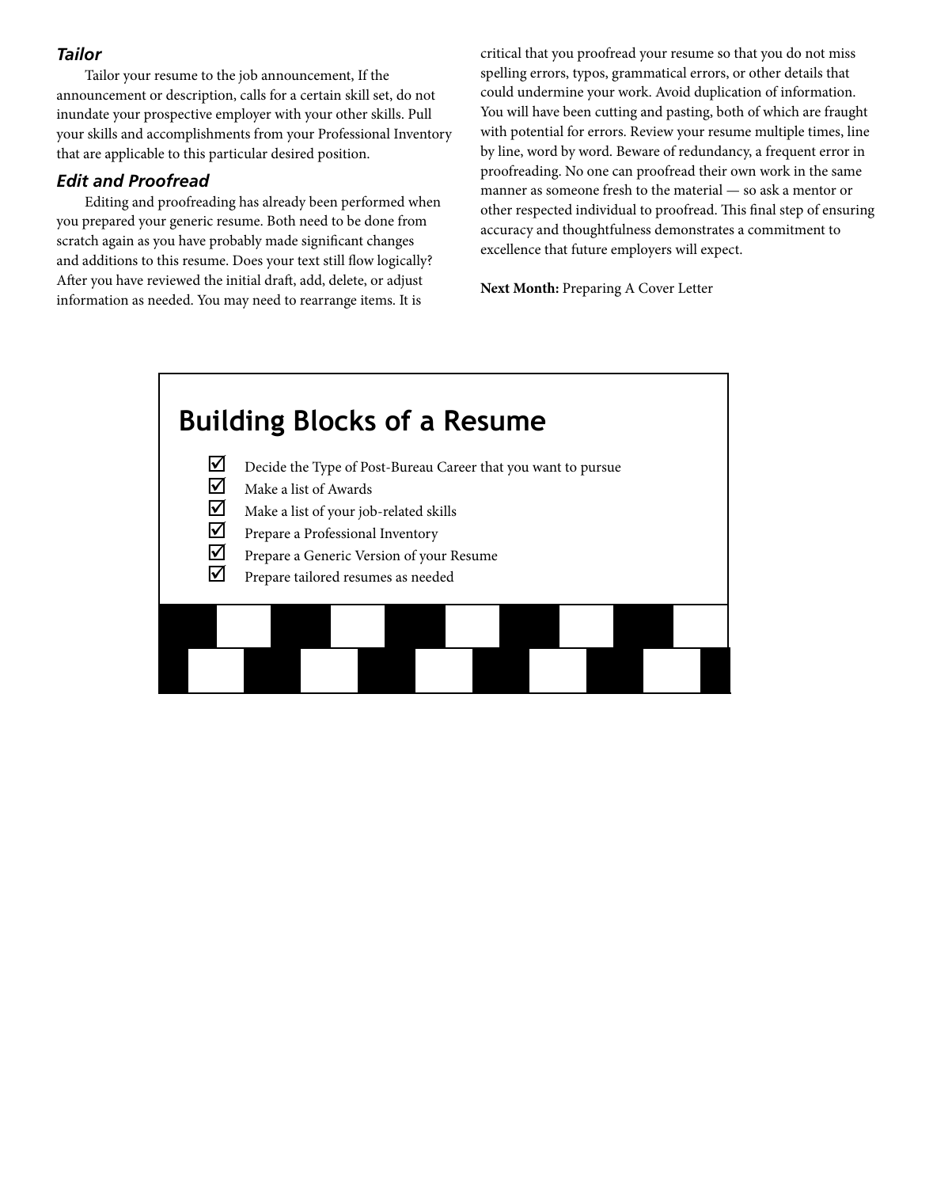### *Tailor*

Tailor your resume to the job announcement, If the announcement or description, calls for a certain skill set, do not inundate your prospective employer with your other skills. Pull your skills and accomplishments from your Professional Inventory that are applicable to this particular desired position.

### *Edit and Proofread*

Editing and proofreading has already been performed when you prepared your generic resume. Both need to be done from scratch again as you have probably made significant changes and additions to this resume. Does your text still flow logically? After you have reviewed the initial draft, add, delete, or adjust information as needed. You may need to rearrange items. It is critical that you proofread your resume so that you do not miss spelling errors, typos, grammatical errors, or other details that could undermine your work. Avoid duplication of information. You will have been cutting and pasting, both of which are fraught with potential for errors. Review your resume multiple times, line by line, word by word. Beware of redundancy, a frequent error in proofreading. No one can proofread their own work in the same manner as someone fresh to the material — so ask a mentor or other respected individual to proofread. This final step of ensuring accuracy and thoughtfulness demonstrates a commitment to excellence that future employers will expect.

**Next Month:** Preparing A Cover Letter

## Building Blocks of a Resume

- ☑ Decide the Type of Post-Bureau Career that you want to pursue
- ☑ Make a list of Awards
- ☑ Make a list of your job-related skills
- ☑ Prepare a Professional Inventory
- ☑ Prepare a Generic Version of your Resume
- ☑ Prepare tailored resumes as needed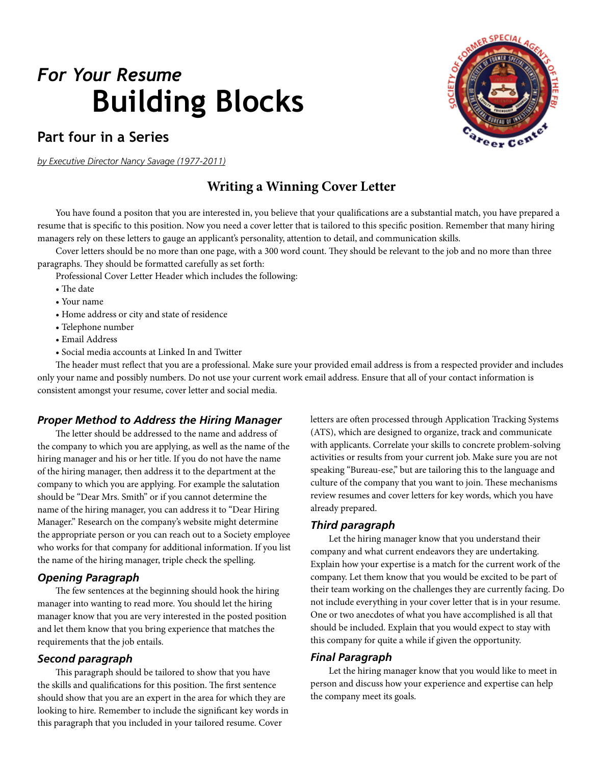# *For Your Resume* Building Blocks

## Part four in a Series

*by Executive Director Nancy Savage (1977-2011)*

## Writing a Winning Cover Letter

You have found a positon that you are interested in, you believe that your qualifications are a substantial match, you have prepared a resume that is specific to this position. Now you need a cover letter that is tailored to this specific position. Remember that many hiring managers rely on these letters to gauge an applicant's personality, attention to detail, and communication skills.

Cover letters should be no more than one page, with a 300 word count. They should be relevant to the job and no more than three paragraphs. They should be formatted carefully as set forth:

Professional Cover Letter Header which includes the following:

- The date
- Your name
- Home address or city and state of residence
- Telephone number
- Email Address
- Social media accounts at Linked In and Twitter

The header must reflect that you are a professional. Make sure your provided email address is from a respected provider and includes only your name and possibly numbers. Do not use your current work email address. Ensure that all of your contact information is consistent amongst your resume, cover letter and social media.

### *Proper Method to Address the Hiring Manager*

The letter should be addressed to the name and address of the company to which you are applying, as well as the name of the hiring manager and his or her title. If you do not have the name of the hiring manager, then address it to the department at the company to which you are applying. For example the salutation should be "Dear Mrs. Smith" or if you cannot determine the name of the hiring manager, you can address it to "Dear Hiring Manager." Research on the company's website might determine the appropriate person or you can reach out to a Society employee who works for that company for additional information. If you list the name of the hiring manager, triple check the spelling.

### *Opening Paragraph*

The few sentences at the beginning should hook the hiring manager into wanting to read more. You should let the hiring manager know that you are very interested in the posted position and let them know that you bring experience that matches the requirements that the job entails.

### *Second paragraph*

This paragraph should be tailored to show that you have the skills and qualifications for this position. The first sentence should show that you are an expert in the area for which they are looking to hire. Remember to include the significant key words in this paragraph that you included in your tailored resume. Cover letters are often processed through Application Tracking Systems (ATS), which are designed to organize, track and communicate with applicants. Correlate your skills to concrete problem-solving activities or results from your current job. Make sure you are not speaking "Bureau-ese," but are tailoring this to the language and culture of the company that you want to join. These mechanisms review resumes and cover letters for key words, which you have already prepared.

### *Third paragraph*

Let the hiring manager know that you understand their company and what current endeavors they are undertaking. Explain how your expertise is a match for the current work of the company. Let them know that you would be excited to be part of their team working on the challenges they are currently facing. Do not include everything in your cover letter that is in your resume. One or two anecdotes of what you have accomplished is all that should be included. Explain that you would expect to stay with this company for quite a while if given the opportunity.

### *Final Paragraph*

Let the hiring manager know that you would like to meet in person and discuss how your experience and expertise can help the company meet its goals.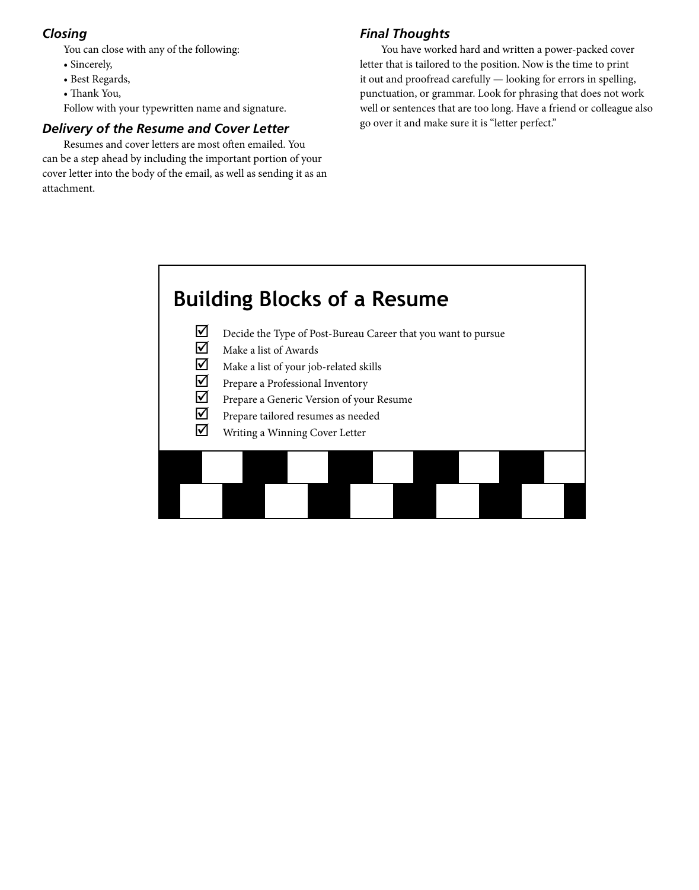### *Closing*

You can close with any of the following:

- Sincerely,
- Best Regards,
- Thank You,

Follow with your typewritten name and signature.

### *Delivery of the Resume and Cover Letter*

Resumes and cover letters are most often emailed. You can be a step ahead by including the important portion of your cover letter into the body of the email, as well as sending it as an attachment.

### *Final Thoughts*

You have worked hard and written a power-packed cover letter that is tailored to the position. Now is the time to print it out and proofread carefully — looking for errors in spelling, punctuation, or grammar. Look for phrasing that does not work well or sentences that are too long. Have a friend or colleague also go over it and make sure it is "letter perfect."

## Building Blocks of a Resume

- ☑ Decide the Type of Post-Bureau Career that you want to pursue
- ☑ Make a list of Awards
- ☑ Make a list of your job-related skills
- ☑ Prepare a Professional Inventory
- ☑ Prepare a Generic Version of your Resume
- ☑ Prepare tailored resumes as needed
- ☑ Writing a Winning Cover Letter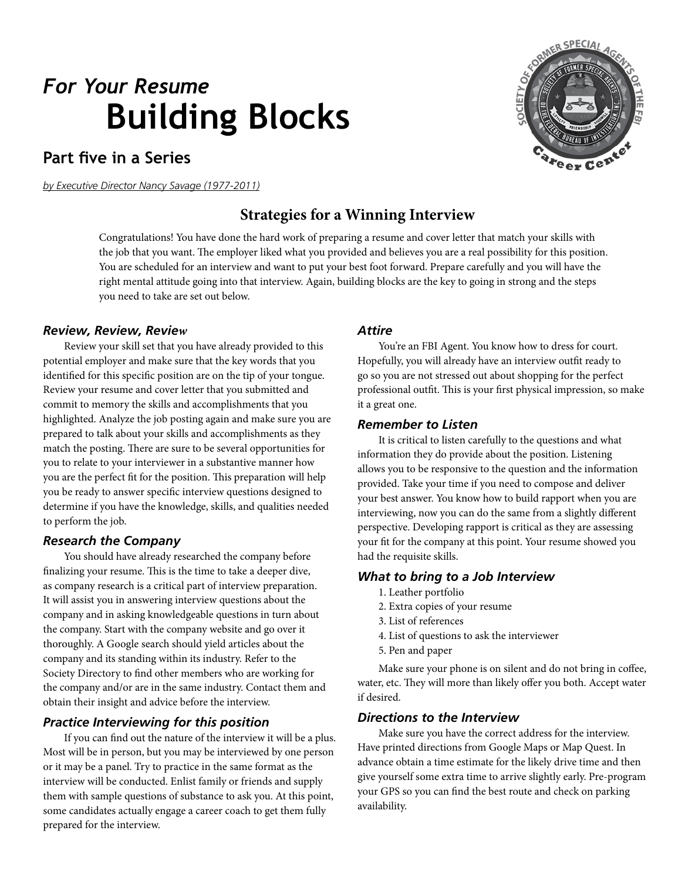# *For Your Resume*
# Building Blocks

## Part five in a Series

*by Executive Director Nancy Savage (1977-2011)*

## Strategies for a Winning Interview

Congratulations! You have done the hard work of preparing a resume and cover letter that match your skills with the job that you want. The employer liked what you provided and believes you are a real possibility for this position. You are scheduled for an interview and want to put your best foot forward. Prepare carefully and you will have the right mental attitude going into that interview. Again, building blocks are the key to going in strong and the steps you need to take are set out below.

### *Review, Review, Review*

Review your skill set that you have already provided to this potential employer and make sure that the key words that you identified for this specific position are on the tip of your tongue. Review your resume and cover letter that you submitted and commit to memory the skills and accomplishments that you highlighted. Analyze the job posting again and make sure you are prepared to talk about your skills and accomplishments as they match the posting. There are sure to be several opportunities for you to relate to your interviewer in a substantive manner how you are the perfect fit for the position. This preparation will help you be ready to answer specific interview questions designed to determine if you have the knowledge, skills, and qualities needed to perform the job.

### *Research the Company*

You should have already researched the company before finalizing your resume. This is the time to take a deeper dive, as company research is a critical part of interview preparation. It will assist you in answering interview questions about the company and in asking knowledgeable questions in turn about the company. Start with the company website and go over it thoroughly. A Google search should yield articles about the company and its standing within its industry. Refer to the Society Directory to find other members who are working for the company and/or are in the same industry. Contact them and obtain their insight and advice before the interview.

### *Practice Interviewing for this position*

If you can find out the nature of the interview it will be a plus. Most will be in person, but you may be interviewed by one person or it may be a panel. Try to practice in the same format as the interview will be conducted. Enlist family or friends and supply them with sample questions of substance to ask you. At this point, some candidates actually engage a career coach to get them fully prepared for the interview.

### *Attire*

You're an FBI Agent. You know how to dress for court. Hopefully, you will already have an interview outfit ready to go so you are not stressed out about shopping for the perfect professional outfit. This is your first physical impression, so make it a great one.

### *Remember to Listen*

It is critical to listen carefully to the questions and what information they do provide about the position. Listening allows you to be responsive to the question and the information provided. Take your time if you need to compose and deliver your best answer. You know how to build rapport when you are interviewing, now you can do the same from a slightly different perspective. Developing rapport is critical as they are assessing your fit for the company at this point. Your resume showed you had the requisite skills.

### *What to bring to a Job Interview*

1. Leather portfolio
2. Extra copies of your resume
3. List of references
4. List of questions to ask the interviewer
5. Pen and paper

Make sure your phone is on silent and do not bring in coffee, water, etc. They will more than likely offer you both. Accept water if desired.

### *Directions to the Interview*

Make sure you have the correct address for the interview. Have printed directions from Google Maps or Map Quest. In advance obtain a time estimate for the likely drive time and then give yourself some extra time to arrive slightly early. Pre-program your GPS so you can find the best route and check on parking availability.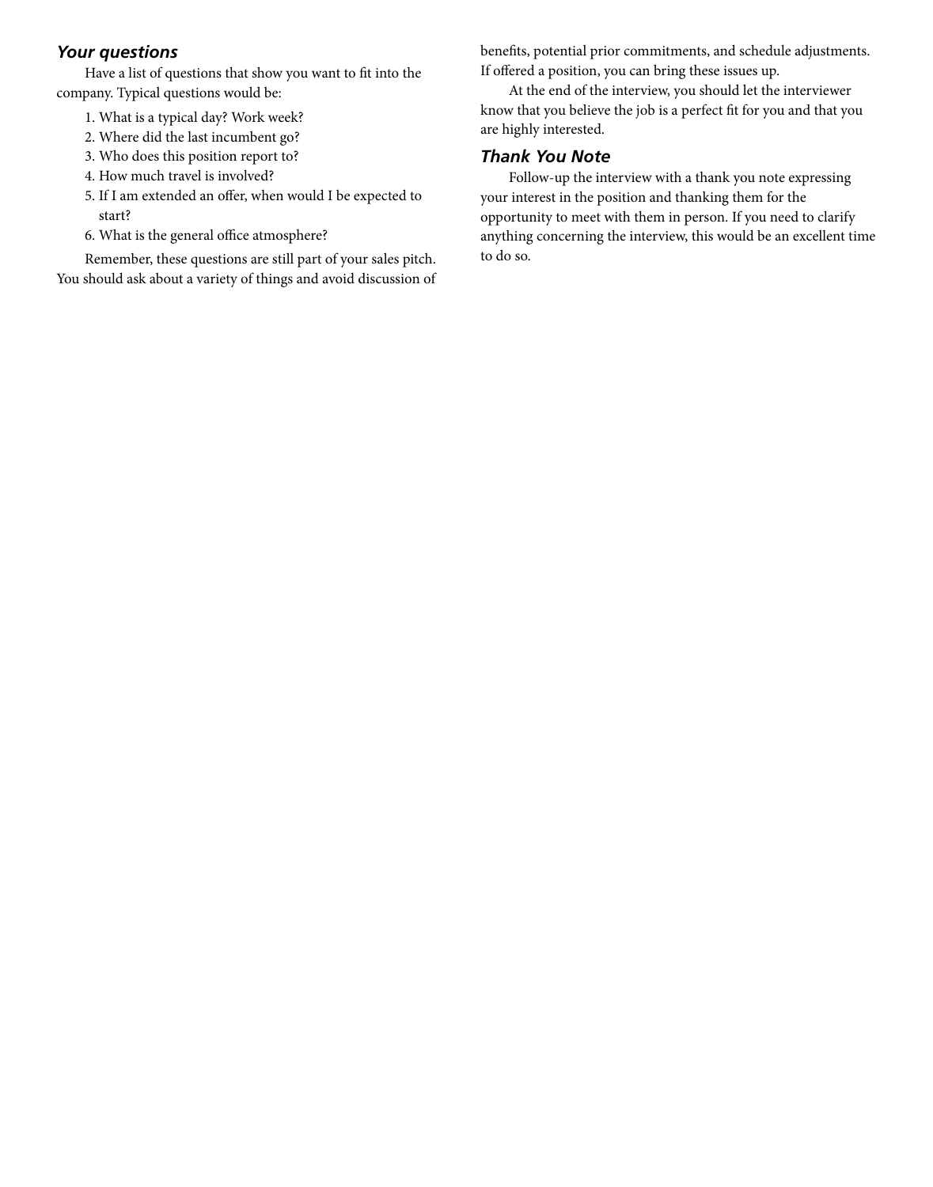### *Your questions*

Have a list of questions that show you want to fit into the company. Typical questions would be:

1. What is a typical day? Work week?
2. Where did the last incumbent go?
3. Who does this position report to?
4. How much travel is involved?
5. If I am extended an offer, when would I be expected to start?
6. What is the general office atmosphere?

Remember, these questions are still part of your sales pitch. You should ask about a variety of things and avoid discussion of benefits, potential prior commitments, and schedule adjustments. If offered a position, you can bring these issues up.

At the end of the interview, you should let the interviewer know that you believe the job is a perfect fit for you and that you are highly interested.

### *Thank You Note*

Follow-up the interview with a thank you note expressing your interest in the position and thanking them for the opportunity to meet with them in person. If you need to clarify anything concerning the interview, this would be an excellent time to do so.